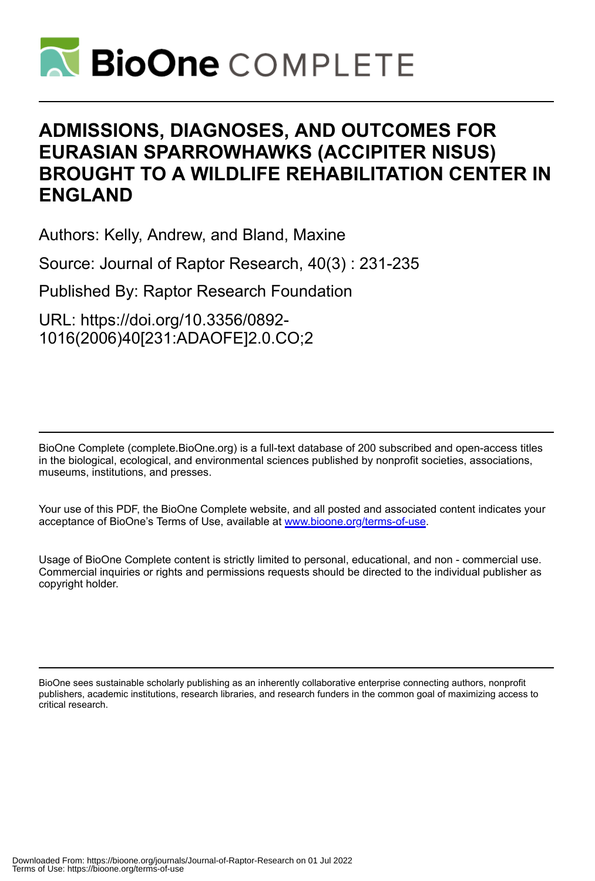# BioOne COMPLETE

# ADMISSIONS, DIAGNOSES, AND OUTCOMES FOR EURASIAN SPARROWHAWKS (ACCIPITER NISUS) BROUGHT TO A WILDLIFE REHABILITATION CENTER IN ENGLAND

Authors: Kelly, Andrew, and Bland, Maxine

Source: Journal of Raptor Research, 40(3) : 231-235

Published By: Raptor Research Foundation

URL: https://doi.org/10.3356/0892-1016(2006)40[231:ADAOFE]2.0.CO;2

BioOne Complete (complete.BioOne.org) is a full-text database of 200 subscribed and open-access titles in the biological, ecological, and environmental sciences published by nonprofit societies, associations, museums, institutions, and presses.

Your use of this PDF, the BioOne Complete website, and all posted and associated content indicates your acceptance of BioOne's Terms of Use, available at www.bioone.org/terms-of-use.

Usage of BioOne Complete content is strictly limited to personal, educational, and non - commercial use. Commercial inquiries or rights and permissions requests should be directed to the individual publisher as copyright holder.

BioOne sees sustainable scholarly publishing as an inherently collaborative enterprise connecting authors, nonprofit publishers, academic institutions, research libraries, and research funders in the common goal of maximizing access to critical research.

Downloaded From: https://bioone.org/journals/Journal-of-Raptor-Research on 01 Jul 2022
Terms of Use: https://bioone.org/terms-of-use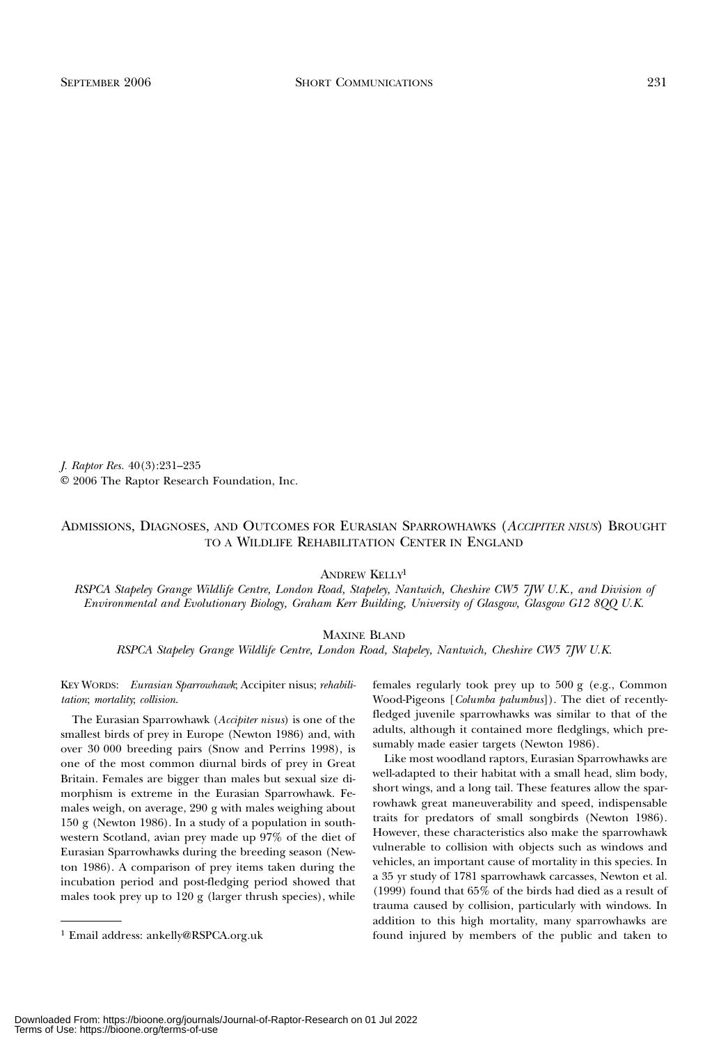*J. Raptor Res.* 40(3):231–235
© 2006 The Raptor Research Foundation, Inc.

# Admissions, Diagnoses, and Outcomes for Eurasian Sparrowhawks (*Accipiter nisus*) Brought to a Wildlife Rehabilitation Center in England

Andrew Kelly[1]

*RSPCA Stapeley Grange Wildlife Centre, London Road, Stapeley, Nantwich, Cheshire CW5 7JW U.K., and Division of Environmental and Evolutionary Biology, Graham Kerr Building, University of Glasgow, Glasgow G12 8QQ U.K.*

Maxine Bland

*RSPCA Stapeley Grange Wildlife Centre, London Road, Stapeley, Nantwich, Cheshire CW5 7JW U.K.*

Key Words: *Eurasian Sparrowhawk*; Accipiter nisus; *rehabilitation*; *mortality*; *collision*.

The Eurasian Sparrowhawk (*Accipiter nisus*) is one of the smallest birds of prey in Europe (Newton 1986) and, with over 30 000 breeding pairs (Snow and Perrins 1998), is one of the most common diurnal birds of prey in Great Britain. Females are bigger than males but sexual size dimorphism is extreme in the Eurasian Sparrowhawk. Females weigh, on average, 290 g with males weighing about 150 g (Newton 1986). In a study of a population in southwestern Scotland, avian prey made up 97% of the diet of Eurasian Sparrowhawks during the breeding season (Newton 1986). A comparison of prey items taken during the incubation period and post-fledging period showed that males took prey up to 120 g (larger thrush species), while females regularly took prey up to 500 g (e.g., Common Wood-Pigeons [*Columba palumbus*]). The diet of recently-fledged juvenile sparrowhawks was similar to that of the adults, although it contained more fledglings, which presumably made easier targets (Newton 1986).

Like most woodland raptors, Eurasian Sparrowhawks are well-adapted to their habitat with a small head, slim body, short wings, and a long tail. These features allow the sparrowhawk great maneuverability and speed, indispensable traits for predators of small songbirds (Newton 1986). However, these characteristics also make the sparrowhawk vulnerable to collision with objects such as windows and vehicles, an important cause of mortality in this species. In a 35 yr study of 1781 sparrowhawk carcasses, Newton et al. (1999) found that 65% of the birds had died as a result of trauma caused by collision, particularly with windows. In addition to this high mortality, many sparrowhawks are found injured by members of the public and taken to

[1] Email address: ankelly@RSPCA.org.uk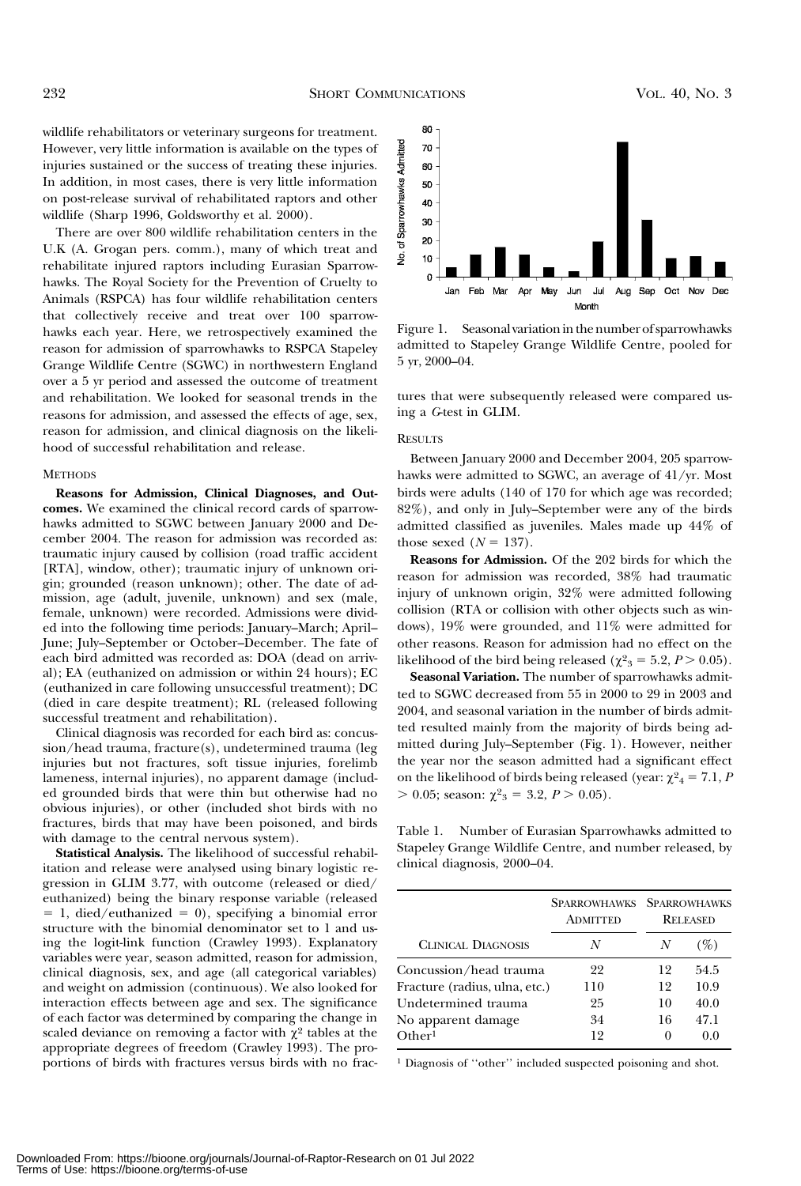wildlife rehabilitators or veterinary surgeons for treatment. However, very little information is available on the types of injuries sustained or the success of treating these injuries. In addition, in most cases, there is very little information on post-release survival of rehabilitated raptors and other wildlife (Sharp 1996, Goldsworthy et al. 2000).

There are over 800 wildlife rehabilitation centers in the U.K (A. Grogan pers. comm.), many of which treat and rehabilitate injured raptors including Eurasian Sparrowhawks. The Royal Society for the Prevention of Cruelty to Animals (RSPCA) has four wildlife rehabilitation centers that collectively receive and treat over 100 sparrowhawks each year. Here, we retrospectively examined the reason for admission of sparrowhawks to RSPCA Stapeley Grange Wildlife Centre (SGWC) in northwestern England over a 5 yr period and assessed the outcome of treatment and rehabilitation. We looked for seasonal trends in the reasons for admission, and assessed the effects of age, sex, reason for admission, and clinical diagnosis on the likelihood of successful rehabilitation and release.

## METHODS

**Reasons for Admission, Clinical Diagnoses, and Outcomes.** We examined the clinical record cards of sparrowhawks admitted to SGWC between January 2000 and December 2004. The reason for admission was recorded as: traumatic injury caused by collision (road traffic accident [RTA], window, other); traumatic injury of unknown origin; grounded (reason unknown); other. The date of admission, age (adult, juvenile, unknown) and sex (male, female, unknown) were recorded. Admissions were divided into the following time periods: January–March; April–June; July–September or October–December. The fate of each bird admitted was recorded as: DOA (dead on arrival); EA (euthanized on admission or within 24 hours); EC (euthanized in care following unsuccessful treatment); DC (died in care despite treatment); RL (released following successful treatment and rehabilitation).

Clinical diagnosis was recorded for each bird as: concussion/head trauma, fracture(s), undetermined trauma (leg injuries but not fractures, soft tissue injuries, forelimb lameness, internal injuries), no apparent damage (included grounded birds that were thin but otherwise had no obvious injuries), or other (included shot birds with no fractures, birds that may have been poisoned, and birds with damage to the central nervous system).

**Statistical Analysis.** The likelihood of successful rehabilitation and release were analysed using binary logistic regression in GLIM 3.77, with outcome (released or died/euthanized) being the binary response variable (released = 1, died/euthanized = 0), specifying a binomial error structure with the binomial denominator set to 1 and using the logit-link function (Crawley 1993). Explanatory variables were year, season admitted, reason for admission, clinical diagnosis, sex, and age (all categorical variables) and weight on admission (continuous). We also looked for interaction effects between age and sex. The significance of each factor was determined by comparing the change in scaled deviance on removing a factor with $\chi^2$ tables at the appropriate degrees of freedom (Crawley 1993). The proportions of birds with fractures versus birds with no fractures that were subsequently released were compared using a *G*-test in GLIM.

Figure 1. Seasonal variation in the number of sparrowhawks admitted to Stapeley Grange Wildlife Centre, pooled for 5 yr, 2000–04.

## RESULTS

Between January 2000 and December 2004, 205 sparrowhawks were admitted to SGWC, an average of 41/yr. Most birds were adults (140 of 170 for which age was recorded; 82%), and only in July–September were any of the birds admitted classified as juveniles. Males made up 44% of those sexed ($N = 137$).

**Reasons for Admission.** Of the 202 birds for which the reason for admission was recorded, 38% had traumatic injury of unknown origin, 32% were admitted following collision (RTA or collision with other objects such as windows), 19% were grounded, and 11% were admitted for other reasons. Reason for admission had no effect on the likelihood of the bird being released ($\chi^2_3 = 5.2$, $P > 0.05$).

**Seasonal Variation.** The number of sparrowhawks admitted to SGWC decreased from 55 in 2000 to 29 in 2003 and 2004, and seasonal variation in the number of birds admitted resulted mainly from the majority of birds being admitted during July–September (Fig. 1). However, neither the year nor the season admitted had a significant effect on the likelihood of birds being released (year: $\chi^2_4 = 7.1$, $P > 0.05$; season: $\chi^2_3 = 3.2$, $P > 0.05$).

Table 1. Number of Eurasian Sparrowhawks admitted to Stapeley Grange Wildlife Centre, and number released, by clinical diagnosis, 2000–04.

| | SPARROWHAWKS ADMITTED | SPARROWHAWKS RELEASED | |
|---|---|---|---|
| CLINICAL DIAGNOSIS | *N* | *N* | (%) |
| Concussion/head trauma | 22 | 12 | 54.5 |
| Fracture (radius, ulna, etc.) | 110 | 12 | 10.9 |
| Undetermined trauma | 25 | 10 | 40.0 |
| No apparent damage | 34 | 16 | 47.1 |
| Other[1] | 12 | 0 | 0.0 |

[1] Diagnosis of ''other'' included suspected poisoning and shot.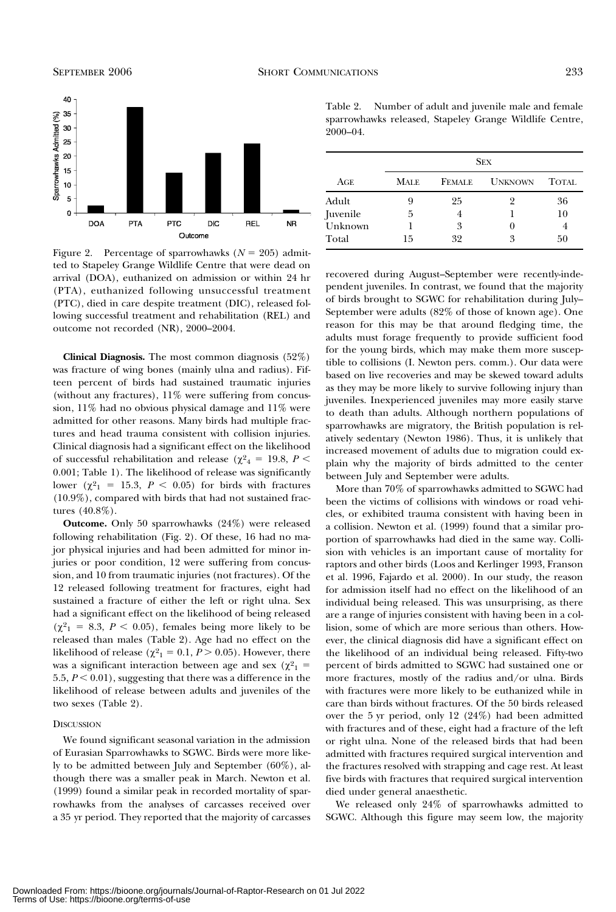Figure 2. Percentage of sparrowhawks ($N = 205$) admitted to Stapeley Grange Wildlife Centre that were dead on arrival (DOA), euthanized on admission or within 24 hr (PTA), euthanized following unsuccessful treatment (PTC), died in care despite treatment (DIC), released following successful treatment and rehabilitation (REL) and outcome not recorded (NR), 2000–2004.

**Clinical Diagnosis.** The most common diagnosis (52%) was fracture of wing bones (mainly ulna and radius). Fifteen percent of birds had sustained traumatic injuries (without any fractures), 11% were suffering from concussion, 11% had no obvious physical damage and 11% were admitted for other reasons. Many birds had multiple fractures and head trauma consistent with collision injuries. Clinical diagnosis had a significant effect on the likelihood of successful rehabilitation and release ($\chi^2_4 = 19.8$, $P < 0.001$; Table 1). The likelihood of release was significantly lower ($\chi^2_1 = 15.3$, $P < 0.05$) for birds with fractures (10.9%), compared with birds that had not sustained fractures (40.8%).

**Outcome.** Only 50 sparrowhawks (24%) were released following rehabilitation (Fig. 2). Of these, 16 had no major physical injuries and had been admitted for minor injuries or poor condition, 12 were suffering from concussion, and 10 from traumatic injuries (not fractures). Of the 12 released following treatment for fractures, eight had sustained a fracture of either the left or right ulna. Sex had a significant effect on the likelihood of being released ($\chi^2_1 = 8.3$, $P < 0.05$), females being more likely to be released than males (Table 2). Age had no effect on the likelihood of release ($\chi^2_1 = 0.1$, $P > 0.05$). However, there was a significant interaction between age and sex ($\chi^2_1 = 5.5$, $P < 0.01$), suggesting that there was a difference in the likelihood of release between adults and juveniles of the two sexes (Table 2).

## Discussion

We found significant seasonal variation in the admission of Eurasian Sparrowhawks to SGWC. Birds were more likely to be admitted between July and September (60%), although there was a smaller peak in March. Newton et al. (1999) found a similar peak in recorded mortality of sparrowhawks from the analyses of carcasses received over a 35 yr period. They reported that the majority of carcasses recovered during August–September were recently-independent juveniles. In contrast, we found that the majority of birds brought to SGWC for rehabilitation during July–September were adults (82% of those of known age). One reason for this may be that around fledging time, the adults must forage frequently to provide sufficient food for the young birds, which may make them more susceptible to collisions (I. Newton pers. comm.). Our data were based on live recoveries and may be skewed toward adults as they may be more likely to survive following injury than juveniles. Inexperienced juveniles may more easily starve to death than adults. Although northern populations of sparrowhawks are migratory, the British population is relatively sedentary (Newton 1986). Thus, it is unlikely that increased movement of adults due to migration could explain why the majority of birds admitted to the center between July and September were adults.

More than 70% of sparrowhawks admitted to SGWC had been the victims of collisions with windows or road vehicles, or exhibited trauma consistent with having been in a collision. Newton et al. (1999) found that a similar proportion of sparrowhawks had died in the same way. Collision with vehicles is an important cause of mortality for raptors and other birds (Loos and Kerlinger 1993, Franson et al. 1996, Fajardo et al. 2000). In our study, the reason for admission itself had no effect on the likelihood of an individual being released. This was unsurprising, as there are a range of injuries consistent with having been in a collision, some of which are more serious than others. However, the clinical diagnosis did have a significant effect on the likelihood of an individual being released. Fifty-two percent of birds admitted to SGWC had sustained one or more fractures, mostly of the radius and/or ulna. Birds with fractures were more likely to be euthanized while in care than birds without fractures. Of the 50 birds released over the 5 yr period, only 12 (24%) had been admitted with fractures and of these, eight had a fracture of the left or right ulna. None of the released birds that had been admitted with fractures required surgical intervention and the fractures resolved with strapping and cage rest. At least five birds with fractures that required surgical intervention died under general anaesthetic.

We released only 24% of sparrowhawks admitted to SGWC. Although this figure may seem low, the majority

Table 2. Number of adult and juvenile male and female sparrowhawks released, Stapeley Grange Wildlife Centre, 2000–04.

| Age | Sex | | | |
|---|---|---|---|---|
| | Male | Female | Unknown | Total |
| Adult | 9 | 25 | 2 | 36 |
| Juvenile | 5 | 4 | 1 | 10 |
| Unknown | 1 | 3 | 0 | 4 |
| Total | 15 | 32 | 3 | 50 |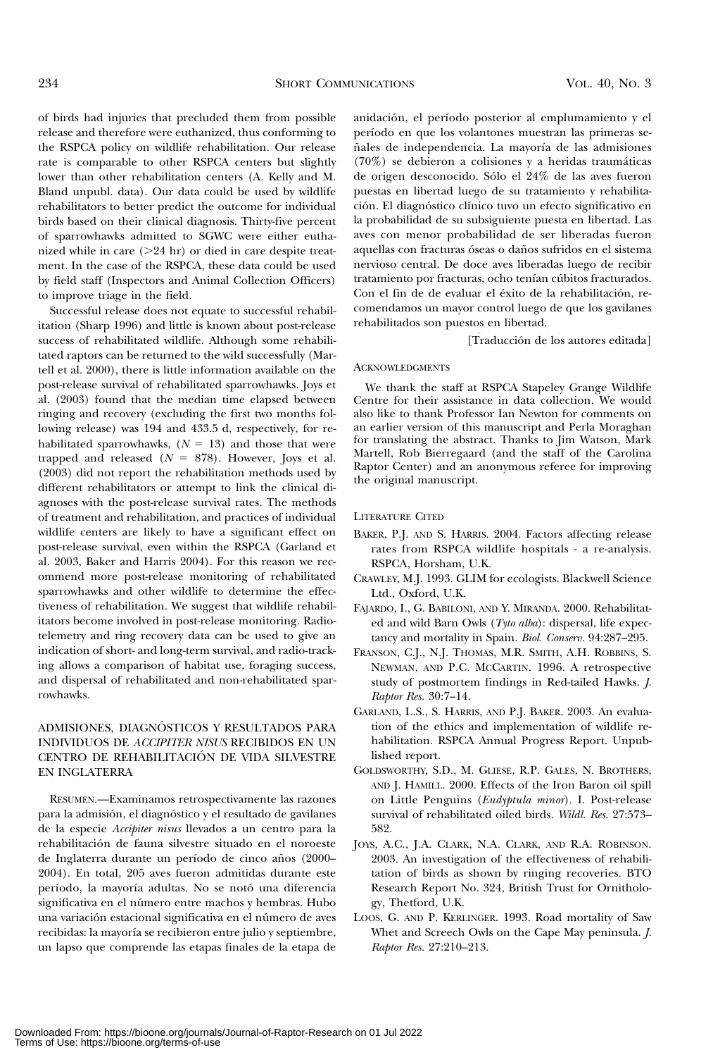of birds had injuries that precluded them from possible release and therefore were euthanized, thus conforming to the RSPCA policy on wildlife rehabilitation. Our release rate is comparable to other RSPCA centers but slightly lower than other rehabilitation centers (A. Kelly and M. Bland unpubl. data). Our data could be used by wildlife rehabilitators to better predict the outcome for individual birds based on their clinical diagnosis. Thirty-five percent of sparrowhawks admitted to SGWC were either euthanized while in care (>24 hr) or died in care despite treatment. In the case of the RSPCA, these data could be used by field staff (Inspectors and Animal Collection Officers) to improve triage in the field.

Successful release does not equate to successful rehabilitation (Sharp 1996) and little is known about post-release success of rehabilitated wildlife. Although some rehabilitated raptors can be returned to the wild successfully (Martell et al. 2000), there is little information available on the post-release survival of rehabilitated sparrowhawks. Joys et al. (2003) found that the median time elapsed between ringing and recovery (excluding the first two months following release) was 194 and 433.5 d, respectively, for rehabilitated sparrowhawks, ($N = 13$) and those that were trapped and released ($N = 878$). However, Joys et al. (2003) did not report the rehabilitation methods used by different rehabilitators or attempt to link the clinical diagnoses with the post-release survival rates. The methods of treatment and rehabilitation, and practices of individual wildlife centers are likely to have a significant effect on post-release survival, even within the RSPCA (Garland et al. 2003, Baker and Harris 2004). For this reason we recommend more post-release monitoring of rehabilitated sparrowhawks and other wildlife to determine the effectiveness of rehabilitation. We suggest that wildlife rehabilitators become involved in post-release monitoring. Radiotelemetry and ring recovery data can be used to give an indication of short- and long-term survival, and radio-tracking allows a comparison of habitat use, foraging success, and dispersal of rehabilitated and non-rehabilitated sparrowhawks.

## ADMISIONES, DIAGNÓSTICOS Y RESULTADOS PARA INDIVIDUOS DE *ACCIPITER NISUS* RECIBIDOS EN UN CENTRO DE REHABILITACIÓN DE VIDA SILVESTRE EN INGLATERRA

RESUMEN.—Examinamos retrospectivamente las razones para la admisión, el diagnóstico y el resultado de gavilanes de la especie *Accipiter nisus* llevados a un centro para la rehabilitación de fauna silvestre situado en el noroeste de Inglaterra durante un período de cinco años (2000–2004). En total, 205 aves fueron admitidas durante este período, la mayoría adultas. No se notó una diferencia significativa en el número entre machos y hembras. Hubo una variación estacional significativa en el número de aves recibidas: la mayoría se recibieron entre julio y septiembre, un lapso que comprende las etapas finales de la etapa de anidación, el período posterior al emplumamiento y el período en que los volantones muestran las primeras señales de independencia. La mayoría de las admisiones (70%) se debieron a colisiones y a heridas traumáticas de origen desconocido. Sólo el 24% de las aves fueron puestas en libertad luego de su tratamiento y rehabilitación. El diagnóstico clínico tuvo un efecto significativo en la probabilidad de su subsiguiente puesta en libertad. Las aves con menor probabilidad de ser liberadas fueron aquellas con fracturas óseas o daños sufridos en el sistema nervioso central. De doce aves liberadas luego de recibir tratamiento por fracturas, ocho tenían cúbitos fracturados. Con el fin de de evaluar el éxito de la rehabilitación, recomendamos un mayor control luego de que los gavilanes rehabilitados son puestos en libertad.

[Traducción de los autores editada]

## ACKNOWLEDGMENTS

We thank the staff at RSPCA Stapeley Grange Wildlife Centre for their assistance in data collection. We would also like to thank Professor Ian Newton for comments on an earlier version of this manuscript and Perla Moraghan for translating the abstract. Thanks to Jim Watson, Mark Martell, Rob Bierregaard (and the staff of the Carolina Raptor Center) and an anonymous referee for improving the original manuscript.

## LITERATURE CITED

BAKER, P.J. AND S. HARRIS. 2004. Factors affecting release rates from RSPCA wildlife hospitals - a re-analysis. RSPCA, Horsham, U.K.

CRAWLEY, M.J. 1993. GLIM for ecologists. Blackwell Science Ltd., Oxford, U.K.

FAJARDO, I., G. BABILONI, AND Y. MIRANDA. 2000. Rehabilitated and wild Barn Owls (*Tyto alba*): dispersal, life expectancy and mortality in Spain. *Biol. Conserv.* 94:287–295.

FRANSON, C.J., N.J. THOMAS, M.R. SMITH, A.H. ROBBINS, S. NEWMAN, AND P.C. MCCARTIN. 1996. A retrospective study of postmortem findings in Red-tailed Hawks. *J. Raptor Res.* 30:7–14.

GARLAND, L.S., S. HARRIS, AND P.J. BAKER. 2003. An evaluation of the ethics and implementation of wildlife rehabilitation. RSPCA Annual Progress Report. Unpublished report.

GOLDSWORTHY, S.D., M. GLIESE, R.P. GALES, N. BROTHERS, AND J. HAMILL. 2000. Effects of the Iron Baron oil spill on Little Penguins (*Eudyptula minor*). I. Post-release survival of rehabilitated oiled birds. *Wildl. Res.* 27:573–582.

JOYS, A.C., J.A. CLARK, N.A. CLARK, AND R.A. ROBINSON. 2003. An investigation of the effectiveness of rehabilitation of birds as shown by ringing recoveries. BTO Research Report No. 324, British Trust for Ornithology, Thetford, U.K.

LOOS, G. AND P. KERLINGER. 1993. Road mortality of Saw Whet and Screech Owls on the Cape May peninsula. *J. Raptor Res.* 27:210–213.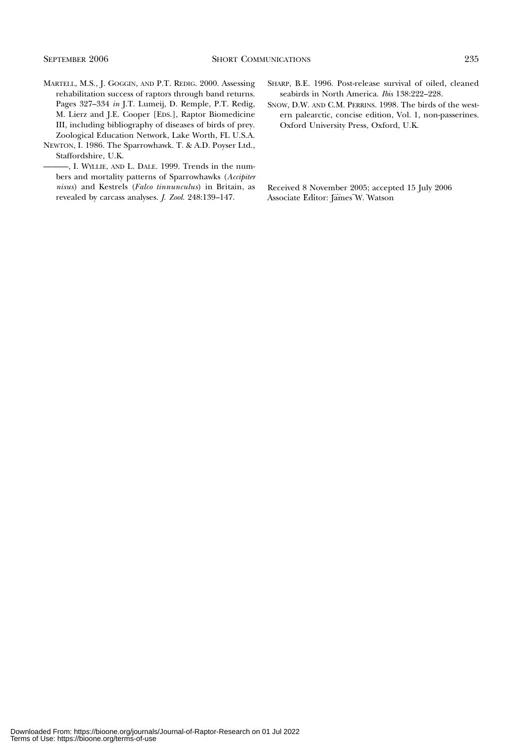MARTELL, M.S., J. GOGGIN, AND P.T. REDIG. 2000. Assessing rehabilitation success of raptors through band returns. Pages 327–334 *in* J.T. Lumeij, D. Remple, P.T. Redig, M. Lierz and J.E. Cooper [EDS.], Raptor Biomedicine III, including bibliography of diseases of birds of prey. Zoological Education Network, Lake Worth, FL U.S.A.

NEWTON, I. 1986. The Sparrowhawk. T. & A.D. Poyser Ltd., Staffordshire, U.K.

———, I. WYLLIE, AND L. DALE. 1999. Trends in the numbers and mortality patterns of Sparrowhawks (*Accipiter nisus*) and Kestrels (*Falco tinnunculus*) in Britain, as revealed by carcass analyses. *J. Zool.* 248:139–147.

SHARP, B.E. 1996. Post-release survival of oiled, cleaned seabirds in North America. *Ibis* 138:222–228.

SNOW, D.W. AND C.M. PERRINS. 1998. The birds of the western palearctic, concise edition, Vol. 1, non-passerines. Oxford University Press, Oxford, U.K.

Received 8 November 2005; accepted 15 July 2006
Associate Editor: James W. Watson

Downloaded From: https://bioone.org/journals/Journal-of-Raptor-Research on 01 Jul 2022
Terms of Use: https://bioone.org/terms-of-use